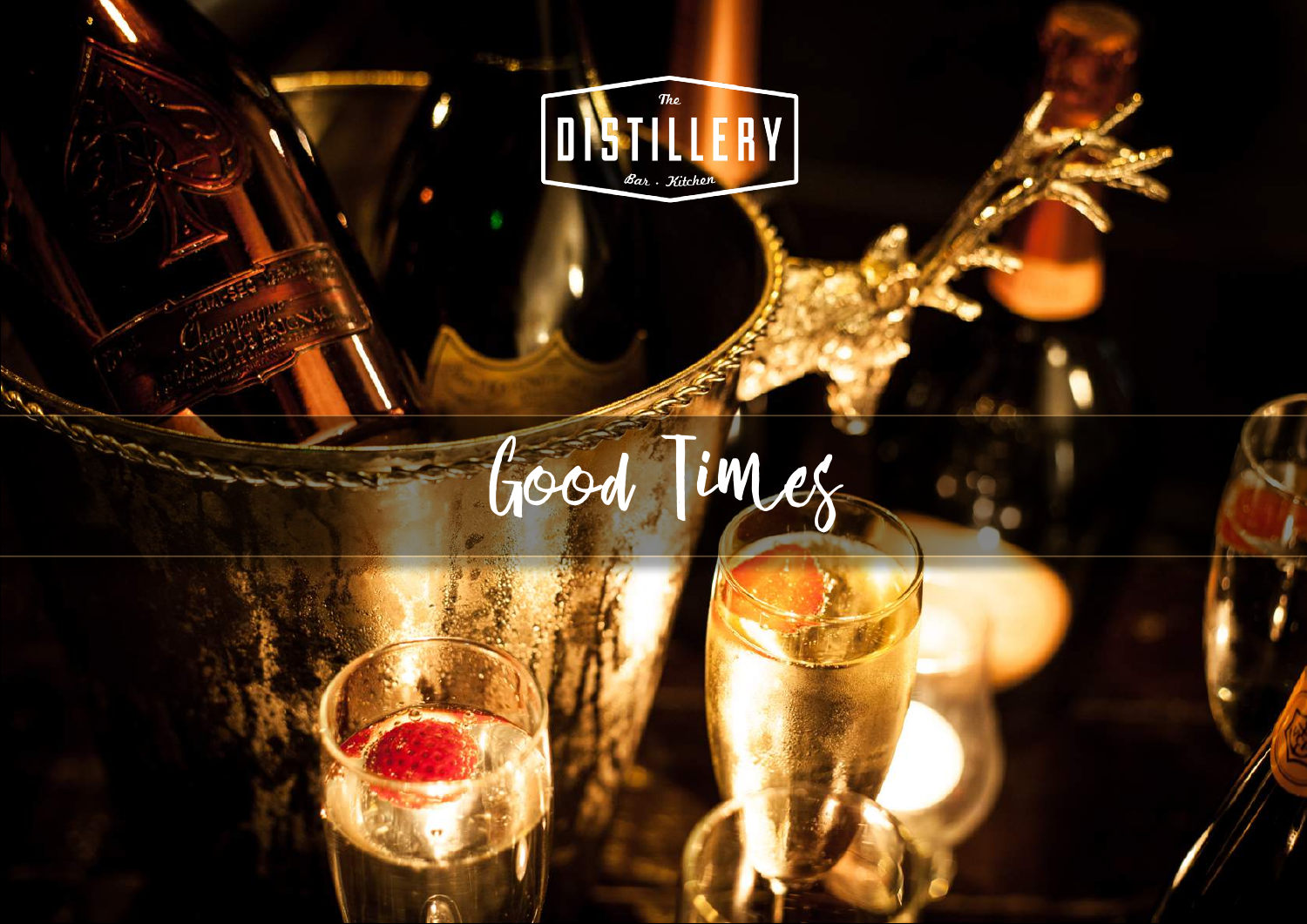The

# DISTILLERY

Bar . Kitchen

## Good Times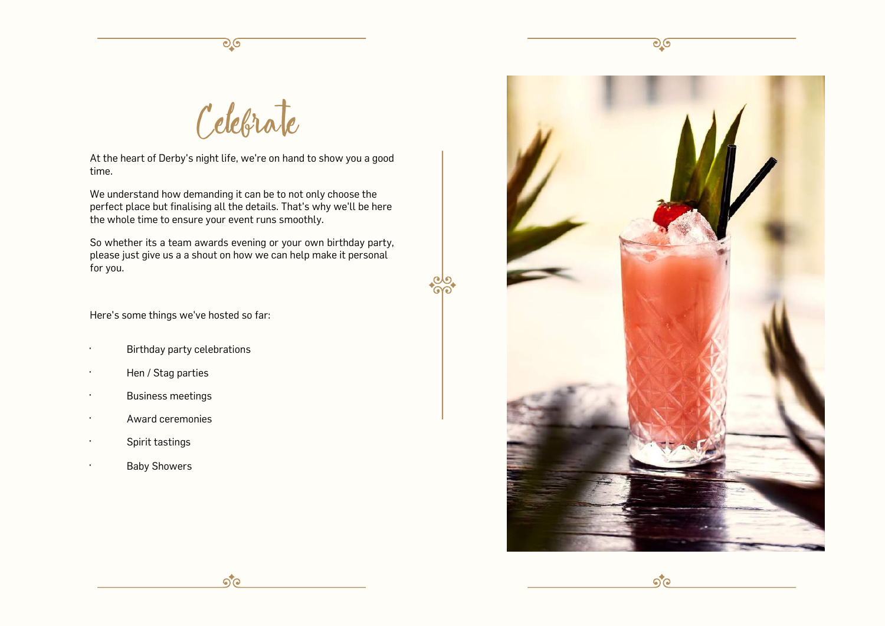# Celebrate

At the heart of Derby's night life, we're on hand to show you a good time.

We understand how demanding it can be to not only choose the perfect place but finalising all the details. That's why we'll be here the whole time to ensure your event runs smoothly.

So whether its a team awards evening or your own birthday party, please just give us a a shout on how we can help make it personal for you.

Here's some things we've hosted so far:

- Birthday party celebrations
- Hen / Stag parties
- Business meetings
- Award ceremonies
- Spirit tastings
- Baby Showers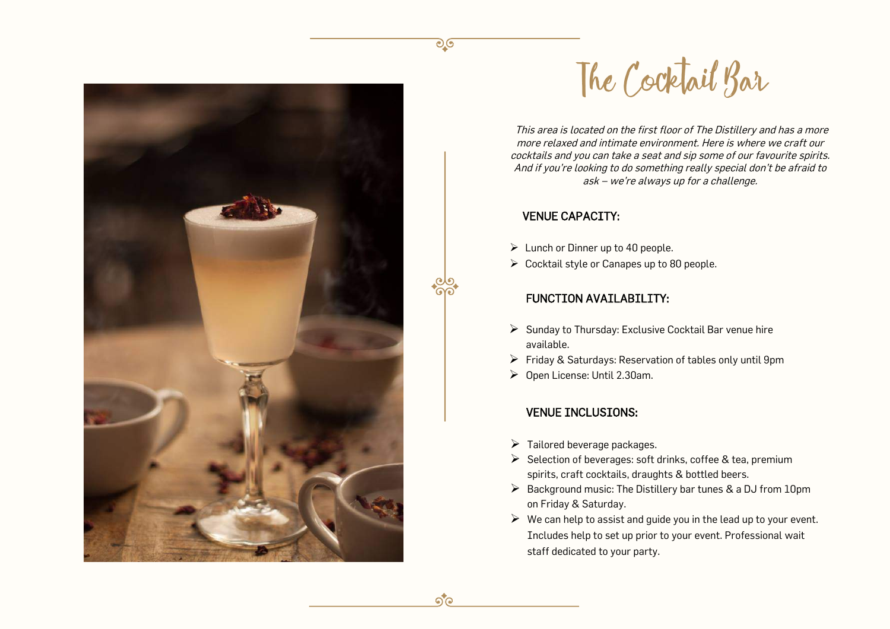# The Cocktail Bar

*This area is located on the first floor of The Distillery and has a more more relaxed and intimate environment. Here is where we craft our cocktails and you can take a seat and sip some of our favourite spirits. And if you're looking to do something really special don't be afraid to ask – we're always up for a challenge.*

## VENUE CAPACITY:

- Lunch or Dinner up to 40 people.
- Cocktail style or Canapes up to 80 people.

## FUNCTION AVAILABILITY:

- Sunday to Thursday: Exclusive Cocktail Bar venue hire available.
- Friday & Saturdays: Reservation of tables only until 9pm
- Open License: Until 2.30am.

## VENUE INCLUSIONS:

- Tailored beverage packages.
- Selection of beverages: soft drinks, coffee & tea, premium spirits, craft cocktails, draughts & bottled beers.
- Background music: The Distillery bar tunes & a DJ from 10pm on Friday & Saturday.
- We can help to assist and guide you in the lead up to your event. Includes help to set up prior to your event. Professional wait staff dedicated to your party.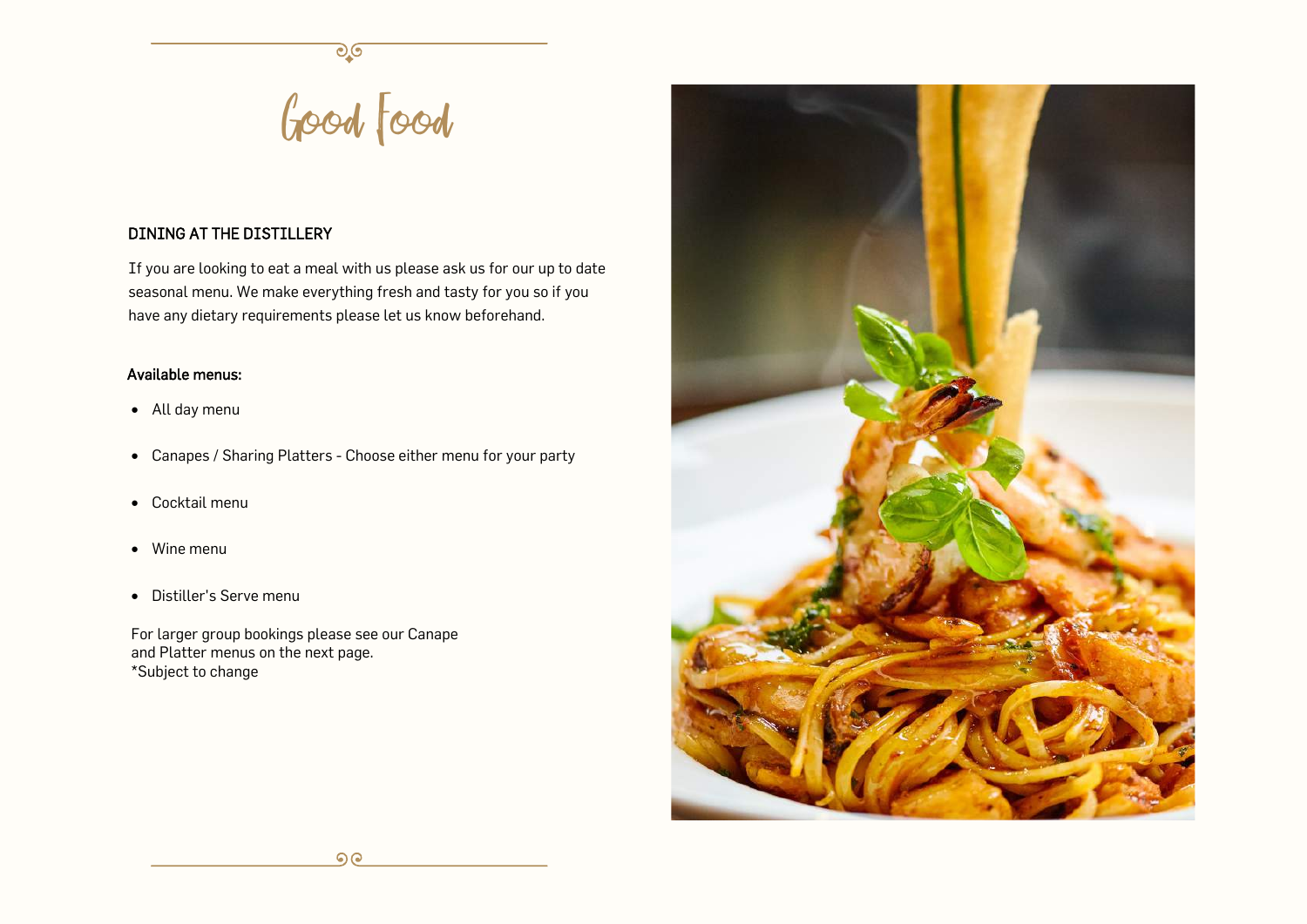# Good Food

## DINING AT THE DISTILLERY

If you are looking to eat a meal with us please ask us for our up to date seasonal menu. We make everything fresh and tasty for you so if you have any dietary requirements please let us know beforehand.

**Available menus:**

- All day menu
- Canapes / Sharing Platters - Choose either menu for your party
- Cocktail menu
- Wine menu
- Distiller's Serve menu

For larger group bookings please see our Canape and Platter menus on the next page.
*Subject to change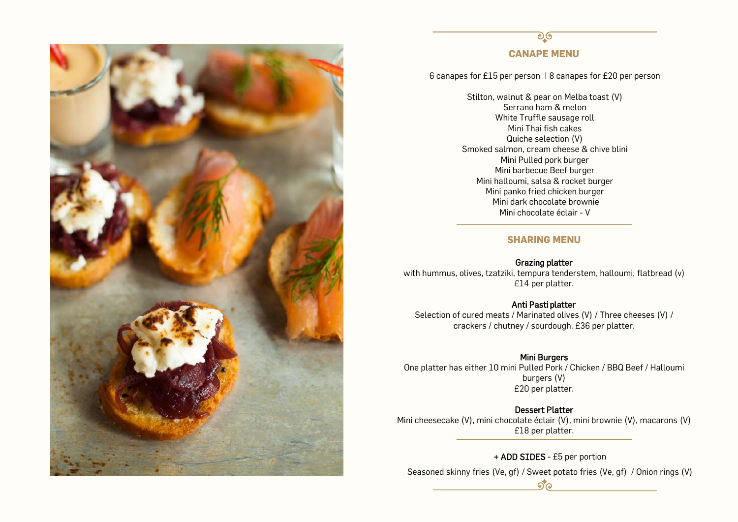## CANAPE MENU

6 canapes for £15 per person | 8 canapes for £20 per person

Stilton, walnut & pear on Melba toast (V)
Serrano ham & melon
White Truffle sausage roll
Mini Thai fish cakes
Quiche selection (V)
Smoked salmon, cream cheese & chive blini
Mini Pulled pork burger
Mini barbecue Beef burger
Mini halloumi, salsa & rocket burger
Mini panko fried chicken burger
Mini dark chocolate brownie
Mini chocolate éclair - V

## SHARING MENU

**Grazing platter**
with hummus, olives, tzatziki, tempura tenderstem, halloumi, flatbread (v)
£14 per platter.

**Anti Pasti platter**
Selection of cured meats / Marinated olives (V) / Three cheeses (V) / crackers / chutney / sourdough. £36 per platter.

**Mini Burgers**
One platter has either 10 mini Pulled Pork / Chicken / BBQ Beef / Halloumi burgers (V)
£20 per platter.

**Dessert Platter**
Mini cheesecake (V), mini chocolate éclair (V), mini brownie (V), macarons (V)
£18 per platter.

**+ ADD SIDES** - £5 per portion

Seasoned skinny fries (Ve, gf) / Sweet potato fries (Ve, gf) / Onion rings (V)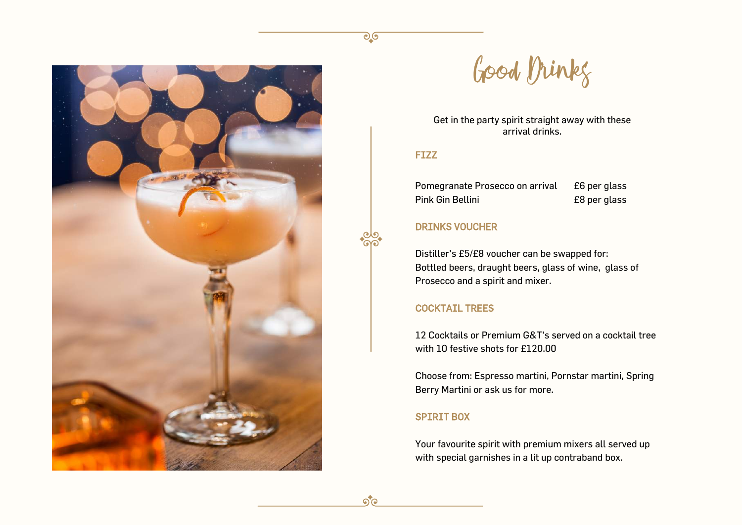# Good Drinks

Get in the party spirit straight away with these arrival drinks.

## FIZZ

| | |
|---|---|
| Pomegranate Prosecco on arrival | £6 per glass |
| Pink Gin Bellini | £8 per glass |

## DRINKS VOUCHER

Distiller's £5/£8 voucher can be swapped for:
Bottled beers, draught beers, glass of wine, glass of Prosecco and a spirit and mixer.

## COCKTAIL TREES

12 Cocktails or Premium G&T's served on a cocktail tree with 10 festive shots for £120.00

Choose from: Espresso martini, Pornstar martini, Spring Berry Martini or ask us for more.

## SPIRIT BOX

Your favourite spirit with premium mixers all served up with special garnishes in a lit up contraband box.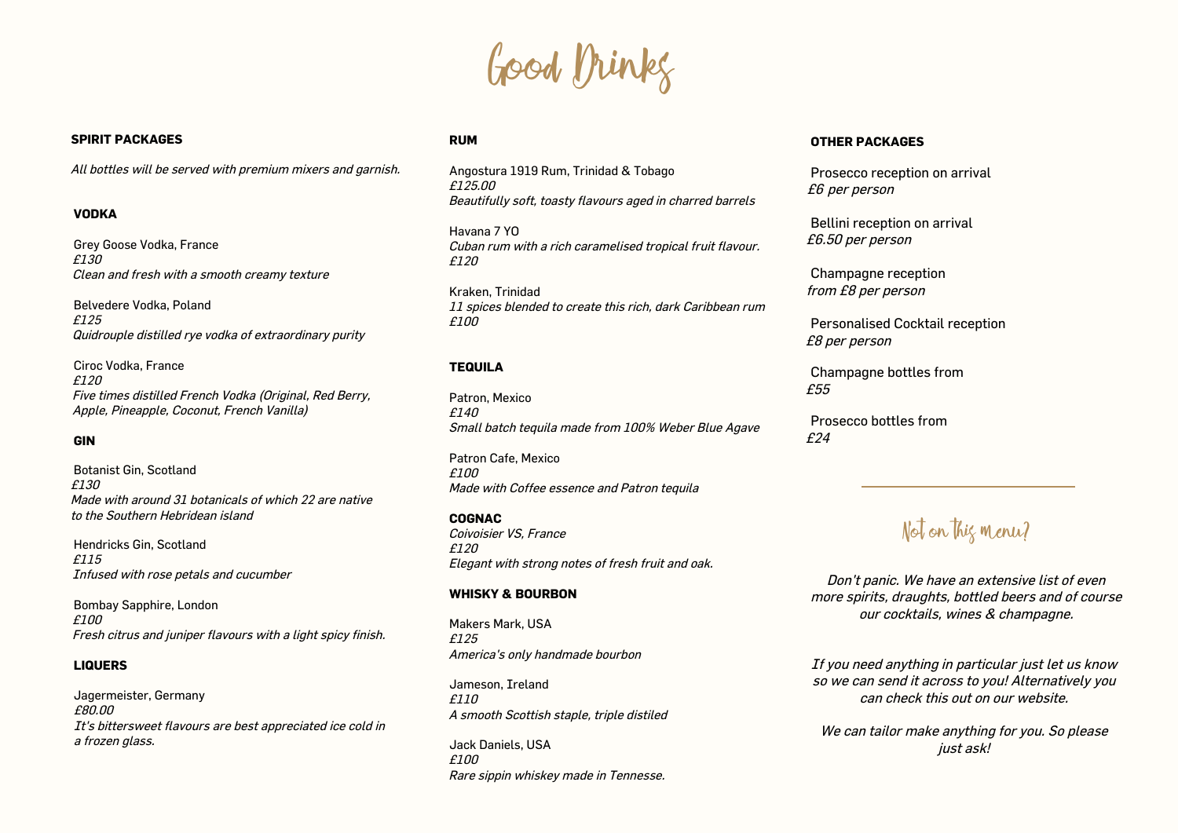# Good Drinks

## SPIRIT PACKAGES

*All bottles will be served with premium mixers and garnish.*

### VODKA

Grey Goose Vodka, France
*£130*
*Clean and fresh with a smooth creamy texture*

Belvedere Vodka, Poland
*£125*
*Quidrouple distilled rye vodka of extraordinary purity*

Ciroc Vodka, France
*£120*
*Five times distilled French Vodka (Original, Red Berry, Apple, Pineapple, Coconut, French Vanilla)*

### GIN

Botanist Gin, Scotland
*£130*
*Made with around 31 botanicals of which 22 are native to the Southern Hebridean island*

Hendricks Gin, Scotland
*£115*
*Infused with rose petals and cucumber*

Bombay Sapphire, London
*£100*
*Fresh citrus and juniper flavours with a light spicy finish.*

### LIQUERS

Jagermeister, Germany
*£80.00*
*It's bittersweet flavours are best appreciated ice cold in a frozen glass.*

### RUM

Angostura 1919 Rum, Trinidad & Tobago
*£125.00*
*Beautifully soft, toasty flavours aged in charred barrels*

Havana 7 YO
*Cuban rum with a rich caramelised tropical fruit flavour.*
*£120*

Kraken, Trinidad
*11 spices blended to create this rich, dark Caribbean rum*
*£100*

### TEQUILA

Patron, Mexico
*£140*
*Small batch tequila made from 100% Weber Blue Agave*

Patron Cafe, Mexico
*£100*
*Made with Coffee essence and Patron tequila*

### COGNAC

*Coivoisier VS, France*
*£120*
*Elegant with strong notes of fresh fruit and oak.*

### WHISKY & BOURBON

Makers Mark, USA
*£125*
*America's only handmade bourbon*

Jameson, Ireland
*£110*
*A smooth Scottish staple, triple distiled*

Jack Daniels, USA
*£100*
*Rare sippin whiskey made in Tennesse.*

## OTHER PACKAGES

Prosecco reception on arrival
*£6 per person*

Bellini reception on arrival
*£6.50 per person*

Champagne reception
*from £8 per person*

Personalised Cocktail reception
*£8 per person*

Champagne bottles from
*£55*

Prosecco bottles from
*£24*

## Not on this menu?

*Don't panic. We have an extensive list of even more spirits, draughts, bottled beers and of course our cocktails, wines & champagne.*

*If you need anything in particular just let us know so we can send it across to you! Alternatively you can check this out on our website.*

*We can tailor make anything for you. So please just ask!*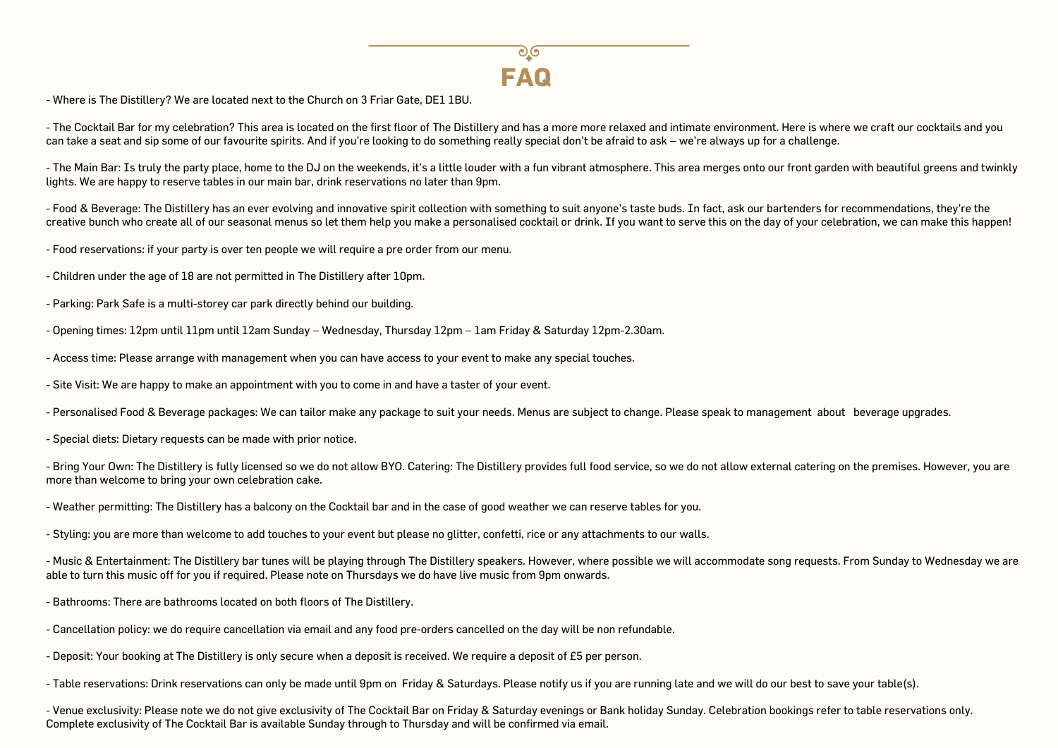# FAQ

- Where is The Distillery? We are located next to the Church on 3 Friar Gate, DE1 1BU.

- The Cocktail Bar for my celebration? This area is located on the first floor of The Distillery and has a more more relaxed and intimate environment. Here is where we craft our cocktails and you can take a seat and sip some of our favourite spirits. And if you're looking to do something really special don't be afraid to ask – we're always up for a challenge.

- The Main Bar: Is truly the party place, home to the DJ on the weekends, it's a little louder with a fun vibrant atmosphere. This area merges onto our front garden with beautiful greens and twinkly lights. We are happy to reserve tables in our main bar, drink reservations no later than 9pm.

- Food & Beverage: The Distillery has an ever evolving and innovative spirit collection with something to suit anyone's taste buds. In fact, ask our bartenders for recommendations, they're the creative bunch who create all of our seasonal menus so let them help you make a personalised cocktail or drink. If you want to serve this on the day of your celebration, we can make this happen!

- Food reservations: if your party is over ten people we will require a pre order from our menu.

- Children under the age of 18 are not permitted in The Distillery after 10pm.

- Parking: Park Safe is a multi-storey car park directly behind our building.

- Opening times: 12pm until 11pm until 12am Sunday – Wednesday, Thursday 12pm – 1am Friday & Saturday 12pm-2.30am.

- Access time: Please arrange with management when you can have access to your event to make any special touches.

- Site Visit: We are happy to make an appointment with you to come in and have a taster of your event.

- Personalised Food & Beverage packages: We can tailor make any package to suit your needs. Menus are subject to change. Please speak to management about beverage upgrades.

- Special diets: Dietary requests can be made with prior notice.

- Bring Your Own: The Distillery is fully licensed so we do not allow BYO. Catering: The Distillery provides full food service, so we do not allow external catering on the premises. However, you are more than welcome to bring your own celebration cake.

- Weather permitting: The Distillery has a balcony on the Cocktail bar and in the case of good weather we can reserve tables for you.

- Styling: you are more than welcome to add touches to your event but please no glitter, confetti, rice or any attachments to our walls.

- Music & Entertainment: The Distillery bar tunes will be playing through The Distillery speakers. However, where possible we will accommodate song requests. From Sunday to Wednesday we are able to turn this music off for you if required. Please note on Thursdays we do have live music from 9pm onwards.

- Bathrooms: There are bathrooms located on both floors of The Distillery.

- Cancellation policy: we do require cancellation via email and any food pre-orders cancelled on the day will be non refundable.

- Deposit: Your booking at The Distillery is only secure when a deposit is received. We require a deposit of £5 per person.

- Table reservations: Drink reservations can only be made until 9pm on Friday & Saturdays. Please notify us if you are running late and we will do our best to save your table(s).

- Venue exclusivity: Please note we do not give exclusivity of The Cocktail Bar on Friday & Saturday evenings or Bank holiday Sunday. Celebration bookings refer to table reservations only. Complete exclusivity of The Cocktail Bar is available Sunday through to Thursday and will be confirmed via email.